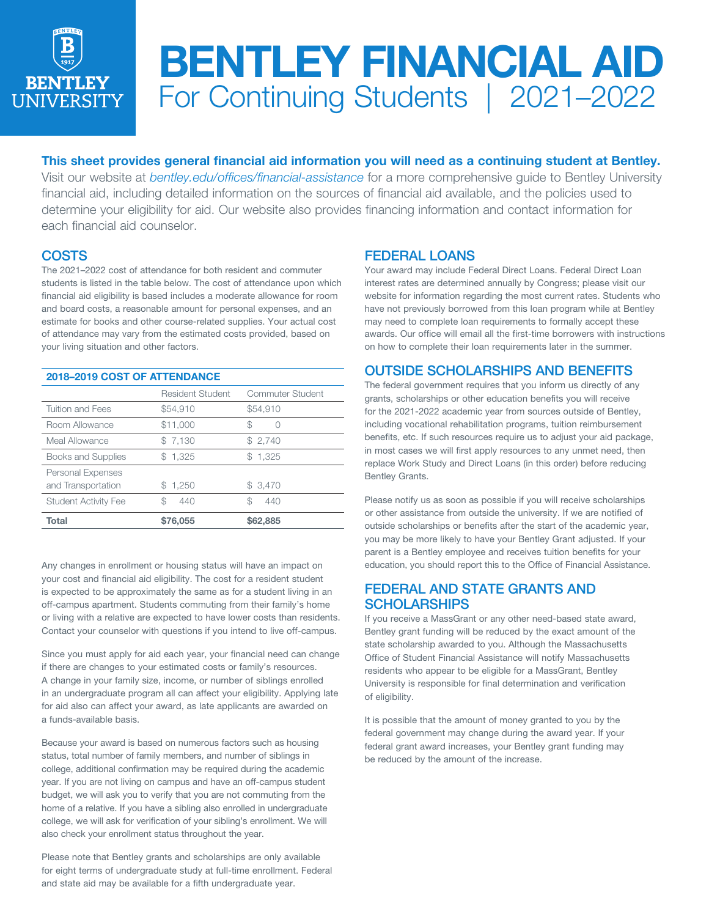# BENTLEY FINANCIAL AID

## For Continuing Students | 2021–2022

**This sheet provides general financial aid information you will need as a continuing student at Bentley.** Visit our website at *bentley.edu/offices/financial-assistance* for a more comprehensive guide to Bentley University financial aid, including detailed information on the sources of financial aid available, and the policies used to determine your eligibility for aid. Our website also provides financing information and contact information for each financial aid counselor.

## COSTS

The 2021–2022 cost of attendance for both resident and commuter students is listed in the table below. The cost of attendance upon which financial aid eligibility is based includes a moderate allowance for room and board costs, a reasonable amount for personal expenses, and an estimate for books and other course-related supplies. Your actual cost of attendance may vary from the estimated costs provided, based on your living situation and other factors.

**2018–2019 COST OF ATTENDANCE**

| | Resident Student | Commuter Student |
|---|---|---|
| Tuition and Fees | $54,910 | $54,910 |
| Room Allowance | $11,000 | $ 0 |
| Meal Allowance | $ 7,130 | $ 2,740 |
| Books and Supplies | $ 1,325 | $ 1,325 |
| Personal Expenses and Transportation | $ 1,250 | $ 3,470 |
| Student Activity Fee | $ 440 | $ 440 |
| **Total** | **$76,055** | **$62,885** |

Any changes in enrollment or housing status will have an impact on your cost and financial aid eligibility. The cost for a resident student is expected to be approximately the same as for a student living in an off-campus apartment. Students commuting from their family's home or living with a relative are expected to have lower costs than residents. Contact your counselor with questions if you intend to live off-campus.

Since you must apply for aid each year, your financial need can change if there are changes to your estimated costs or family's resources. A change in your family size, income, or number of siblings enrolled in an undergraduate program all can affect your eligibility. Applying late for aid also can affect your award, as late applicants are awarded on a funds-available basis.

Because your award is based on numerous factors such as housing status, total number of family members, and number of siblings in college, additional confirmation may be required during the academic year. If you are not living on campus and have an off-campus student budget, we will ask you to verify that you are not commuting from the home of a relative. If you have a sibling also enrolled in undergraduate college, we will ask for verification of your sibling's enrollment. We will also check your enrollment status throughout the year.

Please note that Bentley grants and scholarships are only available for eight terms of undergraduate study at full-time enrollment. Federal and state aid may be available for a fifth undergraduate year.

## FEDERAL LOANS

Your award may include Federal Direct Loans. Federal Direct Loan interest rates are determined annually by Congress; please visit our website for information regarding the most current rates. Students who have not previously borrowed from this loan program while at Bentley may need to complete loan requirements to formally accept these awards. Our office will email all the first-time borrowers with instructions on how to complete their loan requirements later in the summer.

## OUTSIDE SCHOLARSHIPS AND BENEFITS

The federal government requires that you inform us directly of any grants, scholarships or other education benefits you will receive for the 2021-2022 academic year from sources outside of Bentley, including vocational rehabilitation programs, tuition reimbursement benefits, etc. If such resources require us to adjust your aid package, in most cases we will first apply resources to any unmet need, then replace Work Study and Direct Loans (in this order) before reducing Bentley Grants.

Please notify us as soon as possible if you will receive scholarships or other assistance from outside the university. If we are notified of outside scholarships or benefits after the start of the academic year, you may be more likely to have your Bentley Grant adjusted. If your parent is a Bentley employee and receives tuition benefits for your education, you should report this to the Office of Financial Assistance.

## FEDERAL AND STATE GRANTS AND SCHOLARSHIPS

If you receive a MassGrant or any other need-based state award, Bentley grant funding will be reduced by the exact amount of the state scholarship awarded to you. Although the Massachusetts Office of Student Financial Assistance will notify Massachusetts residents who appear to be eligible for a MassGrant, Bentley University is responsible for final determination and verification of eligibility.

It is possible that the amount of money granted to you by the federal government may change during the award year. If your federal grant award increases, your Bentley grant funding may be reduced by the amount of the increase.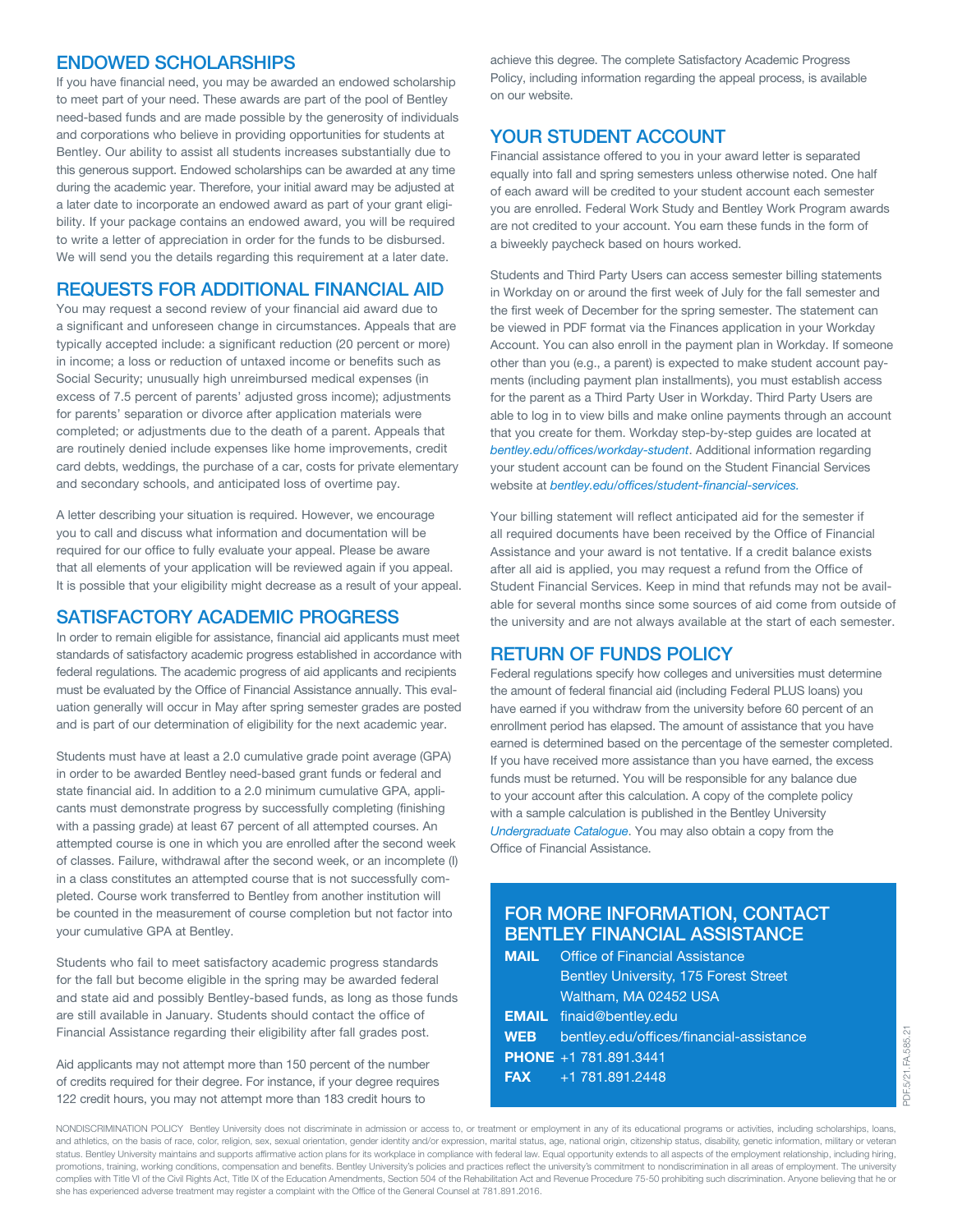## ENDOWED SCHOLARSHIPS

If you have financial need, you may be awarded an endowed scholarship to meet part of your need. These awards are part of the pool of Bentley need-based funds and are made possible by the generosity of individuals and corporations who believe in providing opportunities for students at Bentley. Our ability to assist all students increases substantially due to this generous support. Endowed scholarships can be awarded at any time during the academic year. Therefore, your initial award may be adjusted at a later date to incorporate an endowed award as part of your grant eligibility. If your package contains an endowed award, you will be required to write a letter of appreciation in order for the funds to be disbursed. We will send you the details regarding this requirement at a later date.

## REQUESTS FOR ADDITIONAL FINANCIAL AID

You may request a second review of your financial aid award due to a significant and unforeseen change in circumstances. Appeals that are typically accepted include: a significant reduction (20 percent or more) in income; a loss or reduction of untaxed income or benefits such as Social Security; unusually high unreimbursed medical expenses (in excess of 7.5 percent of parents' adjusted gross income); adjustments for parents' separation or divorce after application materials were completed; or adjustments due to the death of a parent. Appeals that are routinely denied include expenses like home improvements, credit card debts, weddings, the purchase of a car, costs for private elementary and secondary schools, and anticipated loss of overtime pay.

A letter describing your situation is required. However, we encourage you to call and discuss what information and documentation will be required for our office to fully evaluate your appeal. Please be aware that all elements of your application will be reviewed again if you appeal. It is possible that your eligibility might decrease as a result of your appeal.

## SATISFACTORY ACADEMIC PROGRESS

In order to remain eligible for assistance, financial aid applicants must meet standards of satisfactory academic progress established in accordance with federal regulations. The academic progress of aid applicants and recipients must be evaluated by the Office of Financial Assistance annually. This evaluation generally will occur in May after spring semester grades are posted and is part of our determination of eligibility for the next academic year.

Students must have at least a 2.0 cumulative grade point average (GPA) in order to be awarded Bentley need-based grant funds or federal and state financial aid. In addition to a 2.0 minimum cumulative GPA, applicants must demonstrate progress by successfully completing (finishing with a passing grade) at least 67 percent of all attempted courses. An attempted course is one in which you are enrolled after the second week of classes. Failure, withdrawal after the second week, or an incomplete (I) in a class constitutes an attempted course that is not successfully completed. Course work transferred to Bentley from another institution will be counted in the measurement of course completion but not factor into your cumulative GPA at Bentley.

Students who fail to meet satisfactory academic progress standards for the fall but become eligible in the spring may be awarded federal and state aid and possibly Bentley-based funds, as long as those funds are still available in January. Students should contact the office of Financial Assistance regarding their eligibility after fall grades post.

Aid applicants may not attempt more than 150 percent of the number of credits required for their degree. For instance, if your degree requires 122 credit hours, you may not attempt more than 183 credit hours to achieve this degree. The complete Satisfactory Academic Progress Policy, including information regarding the appeal process, is available on our website.

## YOUR STUDENT ACCOUNT

Financial assistance offered to you in your award letter is separated equally into fall and spring semesters unless otherwise noted. One half of each award will be credited to your student account each semester you are enrolled. Federal Work Study and Bentley Work Program awards are not credited to your account. You earn these funds in the form of a biweekly paycheck based on hours worked.

Students and Third Party Users can access semester billing statements in Workday on or around the first week of July for the fall semester and the first week of December for the spring semester. The statement can be viewed in PDF format via the Finances application in your Workday Account. You can also enroll in the payment plan in Workday. If someone other than you (e.g., a parent) is expected to make student account payments (including payment plan installments), you must establish access for the parent as a Third Party User in Workday. Third Party Users are able to log in to view bills and make online payments through an account that you create for them. Workday step-by-step guides are located at *bentley.edu/offices/workday-student*. Additional information regarding your student account can be found on the Student Financial Services website at *bentley.edu/offices/student-financial-services.*

Your billing statement will reflect anticipated aid for the semester if all required documents have been received by the Office of Financial Assistance and your award is not tentative. If a credit balance exists after all aid is applied, you may request a refund from the Office of Student Financial Services. Keep in mind that refunds may not be available for several months since some sources of aid come from outside of the university and are not always available at the start of each semester.

## RETURN OF FUNDS POLICY

Federal regulations specify how colleges and universities must determine the amount of federal financial aid (including Federal PLUS loans) you have earned if you withdraw from the university before 60 percent of an enrollment period has elapsed. The amount of assistance that you have earned is determined based on the percentage of the semester completed. If you have received more assistance than you have earned, the excess funds must be returned. You will be responsible for any balance due to your account after this calculation. A copy of the complete policy with a sample calculation is published in the Bentley University *Undergraduate Catalogue*. You may also obtain a copy from the Office of Financial Assistance.

## FOR MORE INFORMATION, CONTACT BENTLEY FINANCIAL ASSISTANCE

**MAIL** Office of Financial Assistance
Bentley University, 175 Forest Street
Waltham, MA 02452 USA

**EMAIL** finaid@bentley.edu

**WEB** bentley.edu/offices/financial-assistance

**PHONE** +1 781.891.3441

**FAX** +1 781.891.2448

PDF.5/21.FA.585.21

NONDISCRIMINATION POLICY Bentley University does not discriminate in admission or access to, or treatment or employment in any of its educational programs or activities, including scholarships, loans, and athletics, on the basis of race, color, religion, sex, sexual orientation, gender identity and/or expression, marital status, age, national origin, citizenship status, disability, genetic information, military or veteran status. Bentley University maintains and supports affirmative action plans for its workplace in compliance with federal law. Equal opportunity extends to all aspects of the employment relationship, including hiring, promotions, training, working conditions, compensation and benefits. Bentley University's policies and practices reflect the university's commitment to nondiscrimination in all areas of employment. The university complies with Title VI of the Civil Rights Act, Title IX of the Education Amendments, Section 504 of the Rehabilitation Act and Revenue Procedure 75-50 prohibiting such discrimination. Anyone believing that he or she has experienced adverse treatment may register a complaint with the Office of the General Counsel at 781.891.2016.